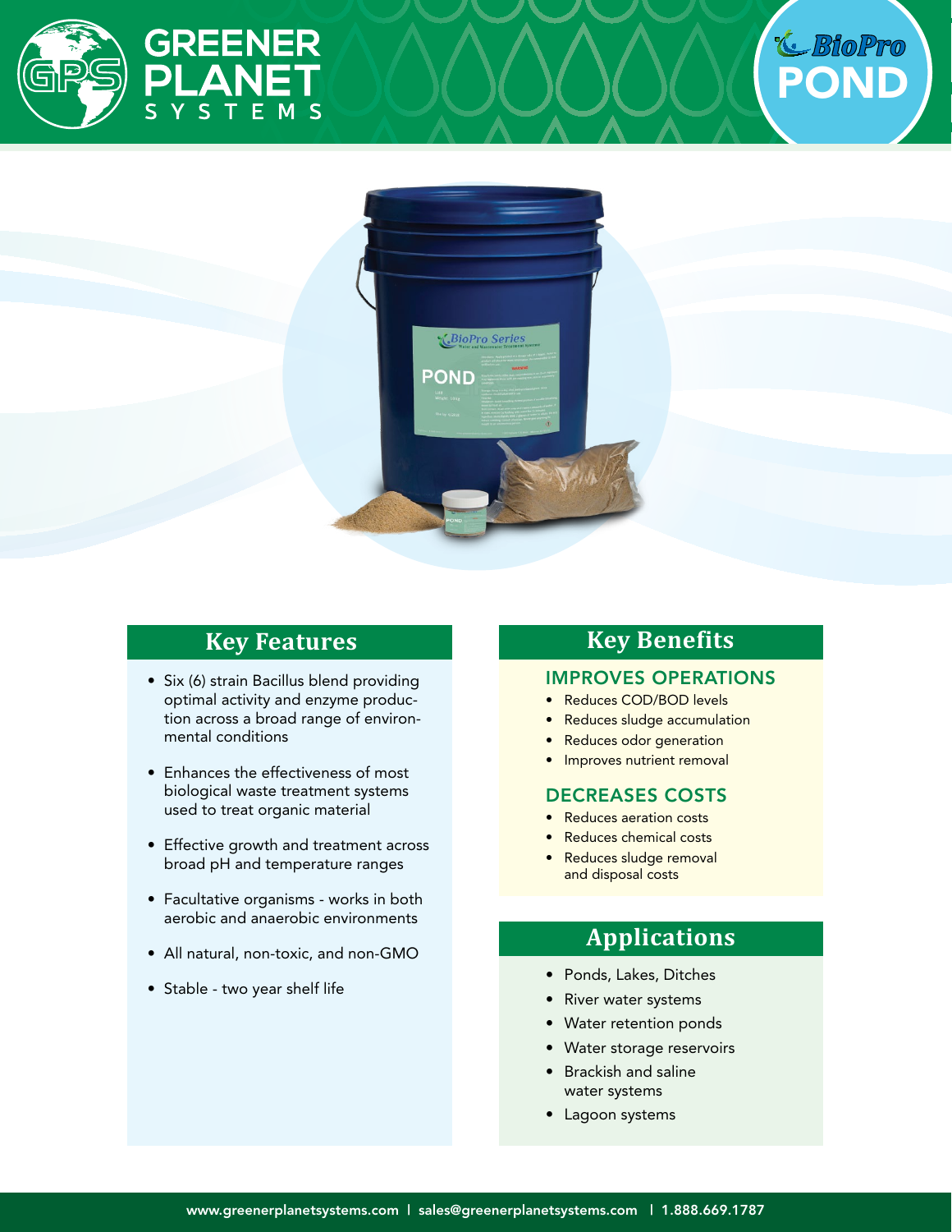# GREENER PLANET SYSTEMS

# BioPro POND

## Key Features

- Six (6) strain Bacillus blend providing optimal activity and enzyme production across a broad range of environmental conditions
- Enhances the effectiveness of most biological waste treatment systems used to treat organic material
- Effective growth and treatment across broad pH and temperature ranges
- Facultative organisms - works in both aerobic and anaerobic environments
- All natural, non-toxic, and non-GMO
- Stable - two year shelf life

## Key Benefits

### IMPROVES OPERATIONS

- Reduces COD/BOD levels
- Reduces sludge accumulation
- Reduces odor generation
- Improves nutrient removal

### DECREASES COSTS

- Reduces aeration costs
- Reduces chemical costs
- Reduces sludge removal and disposal costs

## Applications

- Ponds, Lakes, Ditches
- River water systems
- Water retention ponds
- Water storage reservoirs
- Brackish and saline water systems
- Lagoon systems

www.greenerplanetsystems.com | sales@greenerplanetsystems.com | 1.888.669.1787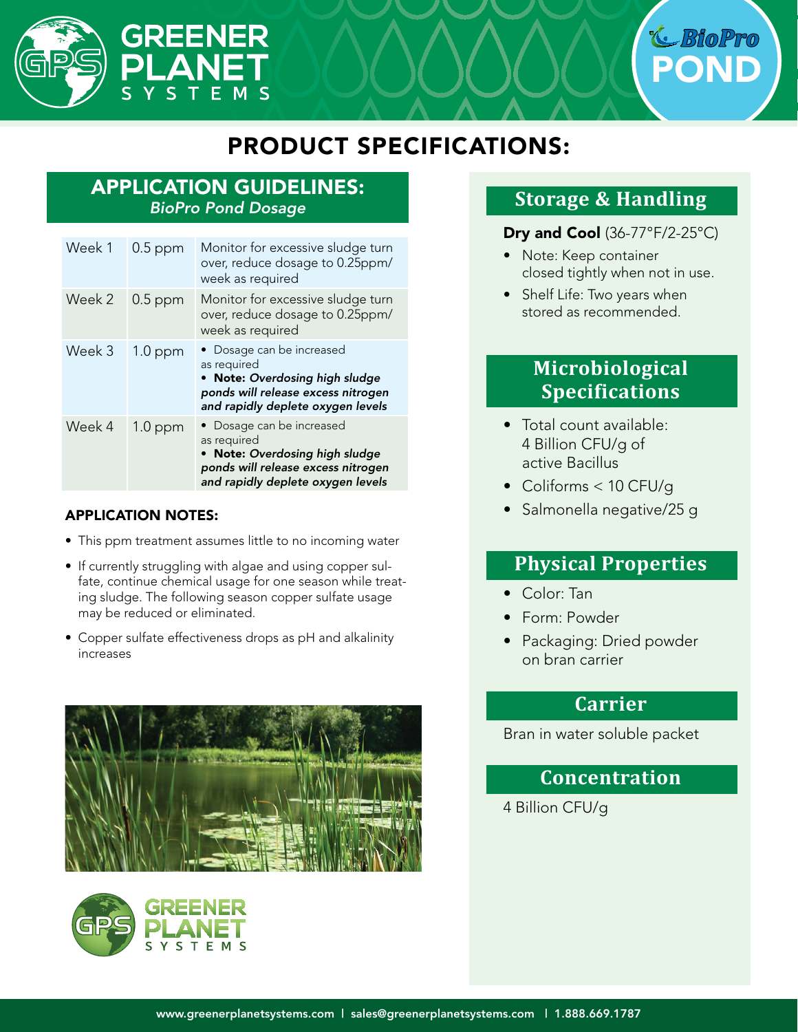# PRODUCT SPECIFICATIONS:

## APPLICATION GUIDELINES:

*BioPro Pond Dosage*

| | | |
|---|---|---|
| Week 1 | 0.5 ppm | Monitor for excessive sludge turn over, reduce dosage to 0.25ppm/ week as required |
| Week 2 | 0.5 ppm | Monitor for excessive sludge turn over, reduce dosage to 0.25ppm/ week as required |
| Week 3 | 1.0 ppm | • Dosage can be increased as required • **Note:** ***Overdosing high sludge ponds will release excess nitrogen and rapidly deplete oxygen levels*** |
| Week 4 | 1.0 ppm | • Dosage can be increased as required • **Note:** ***Overdosing high sludge ponds will release excess nitrogen and rapidly deplete oxygen levels*** |

### APPLICATION NOTES:

- This ppm treatment assumes little to no incoming water
- If currently struggling with algae and using copper sulfate, continue chemical usage for one season while treating sludge. The following season copper sulfate usage may be reduced or eliminated.
- Copper sulfate effectiveness drops as pH and alkalinity increases

## Storage & Handling

**Dry and Cool** (36-77°F/2-25°C)

- Note: Keep container closed tightly when not in use.
- Shelf Life: Two years when stored as recommended.

## Microbiological Specifications

- Total count available: 4 Billion CFU/g of active Bacillus
- Coliforms < 10 CFU/g
- Salmonella negative/25 g

## Physical Properties

- Color: Tan
- Form: Powder
- Packaging: Dried powder on bran carrier

## Carrier

Bran in water soluble packet

## Concentration

4 Billion CFU/g

www.greenerplanetsystems.com | sales@greenerplanetsystems.com | 1.888.669.1787